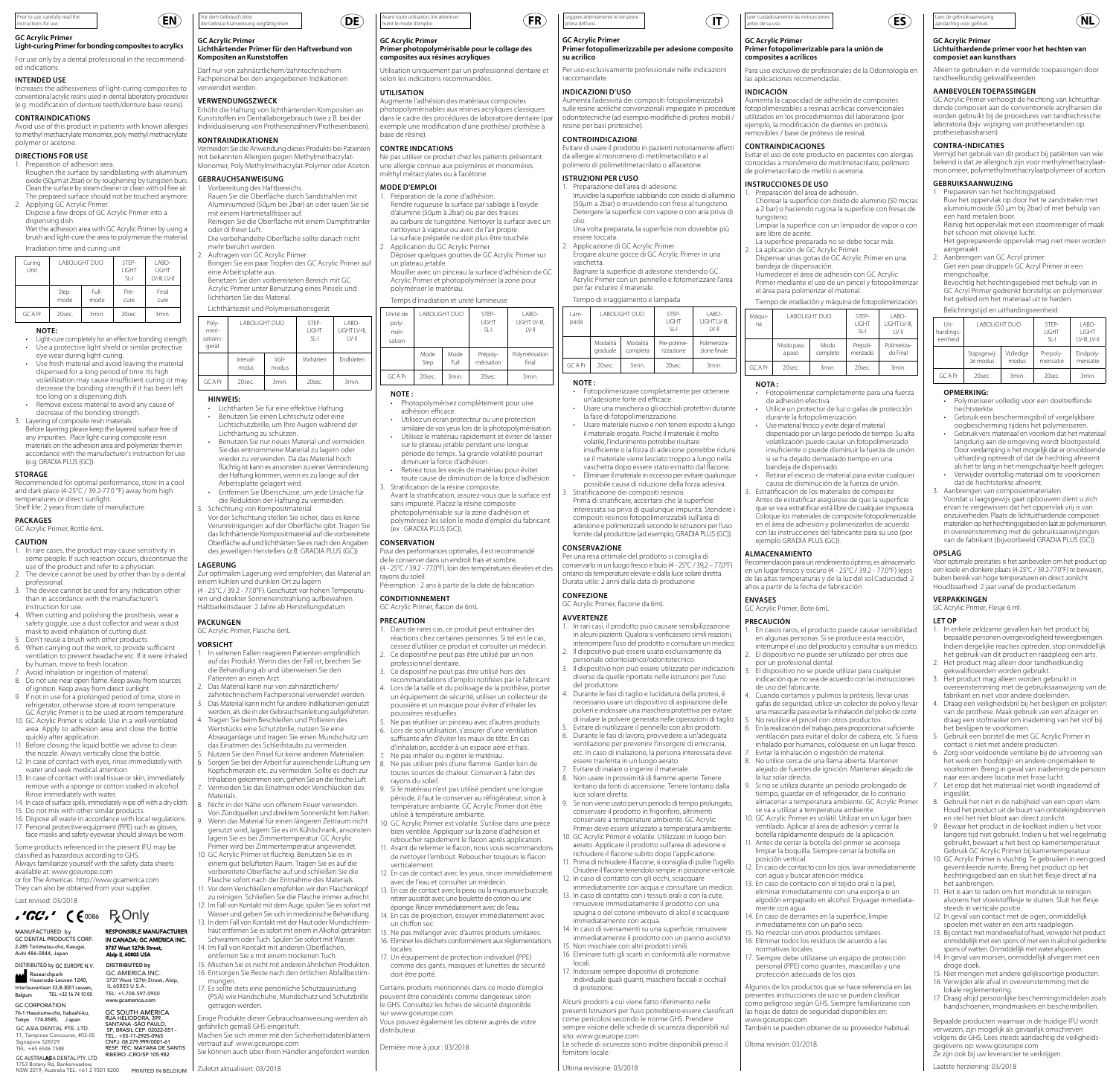Prior to use, carefully read the instructions for use.

**EN**

## GC Acrylic Primer

### Light-curing Primer for bonding composites to acrylics

For use only by a dental professional in the recommended indications.

### INTENDED USE

Increases the adhesiveness of light-curing composites to conventional acrylic resins used in dental laboratory procedures (e.g. modification of denture teeth/denture base resins).

### CONTRAINDICATIONS

Avoid use of this product in patients with known allergies to methyl methacrylate monomer, poly methyl methacrylate polymer or acetone.

### DIRECTIONS FOR USE

1. Preparation of adhesion area.
   Roughen the surface by sandblasting with aluminum oxide (50µm at 2bar) or by roughening by tungsten burs. Clean the surface by steam cleaner or clean with oil free air. The prepared surface should not be touched anymore.
2. Applying GC Acrylic Primer.
   Dispose a few drops of GC Acrylic Primer into a dispensing dish.
   Wet the adhesion area with GC Acrylic Primer by using a brush and light-cure the area to polymerize the material.

Irradiation time and curing unit

| Curing Unit | LABOLIGHT DUO | | STEP-LIGHT SL-I | LABO-LIGHT LV-III, LV-II |
|---|---|---|---|---|
| | Step-mode | Full-mode | Pre-cure | Final cure |
| GC A Pr | 20sec. | 3min. | 20sec. | 3min. |

**NOTE:**

- Light-cure completely for an effective bonding strength.
- Use a protective light shield or similar protective eye wear during light-curing.
- Use fresh material and avoid leaving the material dispensed for a long period of time. Its high volatilization may cause insufficient curing or may decrease the bonding strength if it has been left too long on a dispensing dish.
- Remove excess material to avoid any cause of decrease of the bonding strength.

3. Layering of composite resin materials.
   Before layering please keep the layered surface free of any impurities. Place light-curing composite resin materials on the adhesion area and polymerize them in accordance with the manufacturer's instruction for use (e.g. GRADIA PLUS (GC)).

### STORAGE

Recommended for optimal performance, store in a cool and dark place (4-25°C / 39.2-77.0 °F) away from high temperatures or direct sunlight.
Shelf life: 2 years from date of manufacture

### PACKAGES

GC Acrylic Primer, Bottle 6mL

### CAUTION

1. In rare cases, the product may cause sensitivity in some people. If such reaction occurs, discontinue the use of the product and refer to a physician.
2. The device cannot be used by other than by a dental professional.
3. The device cannot be used for any indication other than in accordance with the manufacturer's instruction for use.
4. When cutting and polishing the prosthesis, wear a safety goggle, use a dust collector and wear a dust mask to avoid inhalation of cutting dust.
5. Don't reuse a brush with other products.
6. When carrying out the work, to provide sufficient ventilation to prevent headache etc. If it were inhaled by human, move to fresh location.
7. Avoid inhalation or ingestion of material.
8. Do not use near open flame. Keep away from sources of ignition. Keep away from direct sunlight.
9. If not in use for a prolonged period of time, store in refrigerator, otherwise store at room temperature. GC Acrylic Primer is to be used at room temperature.
10. GC Acrylic Primer is volatile. Use in a well-ventilated area. Apply to adhesion area and close the bottle quickly after application.
11. Before closing the liquid bottle we advise to clean the nozzle. Always vertically close the bottle.
12. In case of contact with eyes, rinse immediately with water and seek medical attention.
13. In case of contact with oral tissue or skin, immediately remove with a sponge or cotton soaked in alcohol. Rinse immediately with water.
14. In case of surface spills, immediately wipe off with a dry cloth.
15. Do not mix with other similar products.
16. Dispose all waste in accordance with local regulations.
17. Personal protective equipment (PPE) such as gloves, face masks and safety eyewear should always be worn.

Some products referenced in the present IFU may be classified as hazardous according to GHS.
Always familiarize yourself with the safety data sheets available at: www.gceurope.com
or for The Americas http://www.gcamerica.com
They can also be obtained from your supplier.

Last revised: 03/2018

'GC' CE 0086 Rx Only

MANUFACTURED by
GC DENTAL PRODUCTS CORP.
2-285 Torimatsu-cho, Kasugai, Aichi 486-0844, Japan

DISTRIBUTED by GC EUROPE N.V.
Researchpark Haasrode-Leuven 1240, Interleuvenlaan 33, B-3001 Leuven, Belgium TEL: +32 16 74 10 00

GC CORPORATION
76-1 Hasunuma-cho, Itabashi-ku, Tokyo 174-8585, Japan

GC ASIA DENTAL PTE. LTD.
11, Tampines Concourse, #03-05 Singapore 528729
TEL: +65 6546 7588

GC AUSTRALASIA DENTAL PTY. LTD.
1753 Botany Rd, Banksmeadow, NSW 2019, Australia TEL: +61 2 9301 8200

RESPONSIBLE MANUFACTURER IN CANADA: GC AMERICA INC.
3737 West 127th Street, Alsip IL 60803 USA

DISTRIBUTED by
GC AMERICA INC.
3737 West 127th Street, Alsip, IL 60803 U.S.A.
TEL: +1-708-597-0900
www.gcamerica.com

GC SOUTH AMERICA
RUA HELIODORA, 399, SANTANA -SÃO PAULO, SP, BRASIL CEP: 02022-051 – TEL.: +55-11-2925-0965
CNPJ: 08.279.999/0001-61
RESP. TEC. MAYARA DE SANTIS
RIBEIRO -CRO/SP 105.982

PRINTED IN BELGIUM

---

Vor dem Gebrauch bitte die Gebrauchsanweisung sorgfältig lesen.

**DE**

## GC Acrylic Primer

### Lichthärtender Primer für den Haftverbund von Kompositen an Kunststoffen

Darf nur von zahnärztlichem/zahntechnischem Fachpersonal bei den angegebenen Indikationen verwendet werden.

### VERWENDUNGSZWECK

Erhöht die Haftung von lichthärtenden Kompositen an Kunststoffen im Dentallabor­gebrauch (wie z.B. bei der Individualisierung von Prothesenzähnen/Prothesenbasen).

### KONTRAINDIKATIONEN

Vermeiden Sie die Anwendung dieses Produkts bei Patienten mit bekannten Allergien gegen Methylmethacrylat-Monomer, Poly Methylmethacrylat-Polymer oder Aceton.

### GEBRAUCHSANWEISUNG

1. Vorbereitung des Haftbereichs.
   Rauen Sie die Oberfläche durch Sandstrahlen mit Aluminiumoxid (50µm bei 2bar) an oder rauen Sie sie mit einem Hartmetallfräser auf.
   Reinigen Sie die Oberfläche mit einem Dampfstrahler oder öl freier Luft.
   Die vorhandelte Oberfläche sollte danach nicht mehr berührt werden.
2. Auftragen von GC Acrylic Primer.
   Bringen Sie ein paar Tropfen des GC Acrylic Primer auf eine Arbeitsplatte aus.
   Benetzen Sie den vorbereiteten Bereich mit GC Acrylic Primer unter Benutzung eines Pinsels und lichthärten Sie das Material.

Lichthärtezeit und Polymerisationsgerät

| Polymerisationsgerät | LABOLIGHT DUO | | STEP-LIGHT SL-I | LABO-LIGHT LV-III, LV-II |
|---|---|---|---|---|
| | Intervall-modus | Voll-modus | Vorhärten | Endhärten |
| GC A Pr | 20sec. | 3min. | 20sec. | 3min. |

**HINWEIS:**

- Lichthärten Sie für eine effektive Haftung.
- Benutzen Sie einen Lichtschutz oder eine Lichtschutzbrille, um Ihre Augen während der Lichthärtung zu schützen.
- Benutzen Sie nur neues Material und vermeiden Sie das entnommene Material zu lagern oder wieder zu verwenden. Da das Material hoch flüchtig ist kann es ansonsten zu einer Verminderung der Haftung kommen, wenn es zu lange auf der Arbeitsplatte gelagert wird.
- Entfernen Sie Überschüsse, um jede Ursache für die Reduktion der Haftung zu vermeiden.

3. Schichtung von Kompositmaterial.
   Vor der Schichtung stellen Sie sicher, dass es keine Verunreinigungen auf der Oberfläche gibt. Tragen Sie das lichthärtende Kompositmaterial auf die vorbereitete Oberfläche auf und lichthärten Sie es nach den Angaben des jeweiligen Herstellers (z.B. GRADIA PLUS (GC)).

### LAGERUNG

Zur optimalen Lagerung wird empfohlen, das Material an einem kühlen und dunklen Ort zu lagern
(4 - 25°C / 39.2 - 77.0°F). Geschützt vor hohen Temperaturen und direkter Sonneneinstrahlung aufbewahren.
Haltbarkeitsdauer: 2 Jahre ab Herstellungsdatum

### PACKUNGEN

GC Acrylic Primer, Flasche 6mL

### VORSICHT

1. In seltenen Fällen reagieren Patienten empfindlich auf das Produkt. Wenn dies der Fall ist, brechen Sie die Behandlung ab und überweisen Sie den Patienten an einen Arzt.
2. Das Material kann nur von zahnärztlichem/zahntechnischem Fachpersonal verwendet werden.
3. Das Material kann nicht für andere Indikationen genutzt werden, als die in der Gebrauchsanleitung aufgeführten.
4. Tragen Sie beim Beschleifen und Polieren des Werkstücks eine Schutzbrille, nutzen Sie eine Absauganlage und tragen Sie einen Mundschutz um das Einatmen des Schleifstaubs zu vermeiden.
5. Nutzen Sie den Pinsel für keine anderen Materialien.
6. Sorgen Sie bei der Arbeit für ausreichende Lüftung um Kopfschmerzen etc. zu vermeiden. Sollte es doch zur Inhalation gekommen sein, gehen Sie an die frische Luft.
7. Vermeiden Sie das Einatmen oder Verschlucken des Materials.
8. Nicht in der Nähe von offenem Feuer verwenden. Von Zündquellen und direktem Sonnenlicht fern halten.
9. Wenn das Material für einen längeren Zeitraum nicht genutzt wird, lagern Sie es im Kühlschrank, ansonsten lagern Sie es bei Zimmertemperatur. GC Acrylic Primer wird bei Zimmertemperatur angewendet.
10. GC Acrylic Primer ist flüchtig. Benutzen Sie es in einem gut belüfteten Raum. Tragen Sie es auf die vorbereitete Oberfläche auf und schließen Sie die Flasche sofort nach der Entnahme des Materials.
11. Vor dem Verschließen empfehlen wir den Flaschenkopf zu reinigen. Schließen Sie die Flasche immer aufrecht.
12. Im Fall von Kontakt mit dem Auge, spülen Sie es sofort mit Wasser und geben Sie sich in medizinische Behandlung.
13. In dem Fall von Kontakt mit der Haut oder Mundschleimhaut entfernen Sie es sofort mit einem in Alkohol getränkten Schwamm oder Tuch. Spülen Sie sofort mit Wasser.
14. Im Fall von Kontakt mit anderen Oberflächen, entfernen Sie es mit einem trockenen Tuch.
15. Mischen Sie es nicht mit anderen ähnlichen Produkten.
16. Entsorgen Sie Reste nach den örtlichen Abfallbestimmungen.
17. Sie sollte stets eine persönliche Schutzausrüstung (PSA) wie Handschuhe, Mundschutz und Schutzbrille getragen werden.

Einige Produkte dieser Gebrauchsanweisung werden als gefährlich gemäß GHS eingestuft.
Machen Sie sich immer mit den Sicherheitsdatenblättern vertraut auf: www.gceurope.com
Sie können auch über Ihren Händler angefordert werden.

Zuletzt aktualisiert: 03/2018

---

Avant toute utilisation, lire attentivement le mode d'emploi.

**FR**

## GC Acrylic Primer

### Primer photopolymérisable pour le collage des composites aux résines acryliques

Utilisation uniquement par un professionnel dentaire et selon les indications recommandées.

### UTILISATION

Augmente l'adhésion des matériaux composites photopolymérisables aux résines acryliques classiques dans le cadre des procédures de laboratoire dentaire (par exemple une modification d'une prothèse/ prothèse à base de résine).

### CONTRE INDCATIONS

Ne pas utiliser ce produit chez les patients présentant une allergie connue aux polymères et monomères méthyl métacrylates ou à l'acétone.

### MODE D'EMPLOI

1. Préparation de la zone d'adhésion.
   Rendre rugueuse la surface par sablage à l'oxyde d'alumine (50µm à 2bar) ou par des fraises au carbure de tungstène. Nettoyer la surface avec un nettoyeur à vapeur ou avec de l'air propre.
   La surface préparée ne doit plus être touchée.
2. Application du GC Acrylic Primer.
   Déposer quelques gouttes de GC Acrylic Primer sur un plateau jetable.
   Mouiller avec un pinceau la surface d'adhésion de GC Acrylic Primer et photopolymériser la zone pour polymériser le matériau.

Temps d'irradiation et unité lumineuse

| Unité de polymérisation | LABOLIGHT DUO | | STEP-LIGHT SL-I | LABO-LIGHT LV-III, LV-II |
|---|---|---|---|---|
| | Mode Step | Mode Full | Prépolymérisation | Polymérisation final |
| GC A Pr | 20sec. | 3min. | 20sec. | 3min. |

**NOTE :**

- Photopolymérisez complètement pour une adhésion efficace.
- Utilisez un écran protecteur ou une protection similaire des yeux lors de la photopolymérisation.
- Utilisez le matériau rapidement et évitez de laisser sur le plateau jetable pendant une longue période de temps. Sa grande volatilité pourrait diminuer la force d'adhésion.
- Retirez tous les excès de matériau pour éviter toute cause de diminution de la force d'adhésion.

3. Stratification de la résine composite.
   Avant la stratification, assurez-vous que la surface est sans impureté. Placez la résine composite photopolymérisable sur la zone d'adhésion et polymérisez-les selon le mode d'emploi du fabricant (ex : GRADIA PLUS (GC)).

### CONSERVATION

Pour des performances optimales, il est recommandé de le conserver dans un endroit frais et sombre, (4 - 25°C / 39.2 - 77.0°F), loin des températures élevées et des rayons du soleil.
Péremption : 2 ans à partir de la date de fabrication

### CONDITIONNEMENT

GC Acrylic Primer, flacon de 6mL

### PRECAUTION

1. Dans de rares cas, ce produit peut entrainer des réactions chez certaines personnes. Si tel est le cas, cessez d'utiliser ce produit et consulter un médecin.
2. Ce dispositif ne peut pas être utilisé par un non professionnel dentaire.
3. Ce dispositif ne peut pas être utilisé hors des recommandations d'emploi notifiées par le fabricant.
4. Lors de la taille et du polissage de la prothèse, porter un équipement de sécurité, utiliser un collecteur de poussière et un masque pour éviter d'inhaler les poussières résiduelles.
5. Ne pas réutiliser un pinceau avec d'autres produits.
6. Lors de son utilisation, s'assurer d'une ventilation suffisante afin d'éviter les maux de tête. En cas d'inhalation, accéder à un espace aéré et frais.
7. Ne pas inhaler ou ingérer le matériau.
8. Ne pas utiliser près d'une flamme. Garder loin de toutes sources de chaleur. Conserver à l'abri des rayons du soleil.
9. Si le matériau n'est pas utilisé pendant une longue période, il faut le conserver au réfrigérateur, sinon à température ambiante. GC Acrylic Primer doit être utilisé à température ambiante.
10. GC Acrylic Primer est volatile. S'utilise dans une pièce bien ventilée. Appliquer sur la zone d'adhésion et reboucher rapidement le flacon après application.
11. Avant de refermer le flacon, nous vous recommandons de nettoyer l'embout. Reboucher toujours le flacon verticalement.
12. En cas de contact avec les yeux, rincer immédiatement avec de l'eau et consulter un médecin.
13. En cas de contact avec la peau ou la muqueuse buccale, retirer aussitôt avec une boulette de coton ou une éponge. Rincer immédiatement avec de l'eau.
14. En cas de projection, essuyer immédiatement avec un chiffon sec.
15. Ne pas mélanger avec d'autres produits similaires.
16. Eliminer les déchets conformément aux réglementations locales.
17. Un équipement de protection individuel (PPE) comme des gants, masques et lunettes de sécurité doit être porté.

Certains produits mentionnés dans ce mode d'emploi peuvent être considérés comme dangereux selon le GHS. Consultez les fiches de sécurité disponible sur www.gceurope.com
Vous pouvez également les obtenir auprès de votre distributeur.

Dernière mise à jour : 03/2018

---

Leggere attentamente le istruzioni prima dell'uso.

**IT**

## GC Acrylic Primer

### Primer fotopolimerizzabile per adesione composito su acrilico

Per uso esclusivamente professionale nelle indicazioni raccomandate.

### INDICAZIONI D'USO

Aumenta l'adesività dei compositi fotopolimerizzabili sulle resine acriliche convenzionali impiegate in procedure odontotecniche (ad esempio modifiche di protesi mobili / resine per basi protesiche).

### CONTROINDICAZIONI

Evitare di usare il prodotto in pazienti notoriamente affetti da allergie al monomero di metilmetacrilato e al polimero di polimetilmetacrilato o all'acetone.

### ISTRUZIONI PER L'USO

1. Preparazione dell'area di adesione.
   Irruvidire la superficie sabbiando con ossido di alluminio (50µm a 2bar) o irruvidendo con frese al tungsteno. Detergere la superficie con vapore o con aria priva di olio.
   Una volta preparata, la superficie non dovrebbe più essere toccata.
2. Applicazione di GC Acrylic Primer.
   Erogare alcune gocce di GC Acrylic Primer in una vaschetta.
   Bagnare la superficie di adesione stendendo GC Acrylic Primer con un pennello e fotopolimerizzare l'area per far indurire il materiale.

Tempo di irraggiamento e lampada

| Lampada | LABOLIGHT DUO | | STEP-LIGHT SL-I | LABO-LIGHT LV-III, LV-II |
|---|---|---|---|---|
| | Modalità graduale | Modalità completa | Pre-polimerizzazione | Polimerizzazione finale |
| GC A Pr | 20sec. | 3min. | 20sec. | 3min. |

**NOTE :**

- Fotopolimerizzare completamente per ottenere un'adesione forte ed efficace.
- Usare una maschera o gli occhiali protettivi durante la fase di fotopolimerizzazione.
- Usare materiale nuovo e non tenere esposto a lungo il materiale erogato. Poiché il materiale è molto volatile, l'indurimento potrebbe risultare insufficiente o la forza di adesione potrebbe ridursi se il materiale viene lasciato troppo a lungo nella vaschetta dopo essere stato estratto dal flacone.
- Eliminare il materiale in eccesso per evitare qualunque possibile causa di riduzione della forza adesiva.

3. Stratificazione dei compositi resinosi.
   Prima di stratificare, accertarsi che la superficie interessata sia priva di qualunque impurità. Stendere i compositi resinosi fotopolimerizzabili sull'area di adesione e polimerizzarli secondo le istruzioni per l'uso fornite dal produttore (ad esempio, GRADIA PLUS (GC)).

### CONSERVAZIONE

Per una resa ottimale del prodotto si consiglia di conservarlo in un luogo fresco e buio (4 - 25°C / 39,2 – 77,0°F) lontano da temperature elevate e dalla luce solare diretta.
Durata utile: 2 anni dalla data di produzione

### CONFEZIONE

GC Acrylic Primer, flacone da 6mL

### AVVERTENZE

1. In rari casi, il prodotto può causare sensibilizzazione in alcuni pazienti. Qualora si verificassero simili reazioni, interrompere l'uso del prodotto e consultare un medico.
2. Il dispositivo può essere usato esclusivamente da personale odontoiatrico/odontotecnico.
3. Il dispositivo non può essere utilizzato per indicazioni diverse da quelle riportate nelle istruzioni per l'uso del produttore.
4. Durante le fasi di taglio e lucidatura della protesi, è necessario usare un dispositivo di aspirazione delle polveri e indossare una maschera protettiva per evitare di inalare la polvere generata nelle operazioni di taglio.
5. Evitare di riutilizzare il pennello con altri prodotti.
6. Durante le fasi di lavoro, provvedere a un'adeguata ventilazione per prevenire l'insorgere di emicrania, etc. In caso di inalazione, la persona interessata deve essere trasferita in un luogo aerato.
7. Evitare di inalare o ingerire il materiale.
8. Non usare in prossimità di fiamme aperte. Tenere lontano da fonti di accensione. Tenere lontano dalla luce solare diretta.
9. Se non viene usato per un periodo di tempo prolungato, conservare il prodotto in frigorifero, altrimenti conservare a temperatura ambiente. GC Acrylic Primer deve essere utilizzato a temperatura ambiente.
10. GC Acrylic Primer è volatile. Utilizzare in luogo ben aerato. Applicare il prodotto sull'area di adesione e richiudere il flacone subito dopo l'applicazione.
11. Prima di richiudere il flacone, si consiglia di pulire l'ugello. Chiudere il flacone tenendolo sempre in posizione verticale.
12. In caso di contatto con gli occhi, sciacquare immediatamente con acqua e consultare un medico.
13. In caso di contatto con i tessuti orali o con la cute, rimuovere immediatamente il prodotto con una spugna o del cotone imbevuto di alcol e sciacquare immediatamente con acqua.
14. In caso di sversamenti su una superficie, rimuovere immediatamente il prodotto con un panno asciutto.
15. Non mischiare con altri prodotti simili.
16. Eliminare tutti gli scarti in conformità alle normative locali.
17. Indossare sempre dispositivi di protezione individuale quali guanti, maschere facciali e occhiali di protezione.

Alcuni prodotti a cui viene fatto riferimento nelle presenti istruzioni per l'uso potrebbero essere classificati come pericolosi secondo le norme GHS. Prendere sempre visione delle schede di sicurezza disponibili sul sito: www.gceurope.com
Le schede di sicurezza sono inoltre disponibili presso il fornitore locale.

Ultima revisione: 03/2018

---

Leer cuidadosamente las instrucciones antes de su uso.

**ES**

## GC Acrylic Primer

### Primer fotopolimerizable para la unión de composites a acrílicos

Para uso exclusivo de profesionales de la Odontología en las aplicaciones recomendadas.

### INDICACIÓN

Aumenta la capacidad de adhesión de composites fotopolimerizables a resinas acrílicas convencionales utilizados en los procedimientos del laboratorio (por ejemplo, la modificación de dientes en prótesis removibles / base de prótesis de resina).

### CONTRAINDICACIONES

Evitar el uso de este producto en pacientes con alergias conocidas a monómero de metilmetacrilato, polímero de polimetacrilato de metilo o acetona.

### INSTRUCCIONES DE USO

1. Preparación del área de adhesión.
   Chorrear la superficie con óxido de aluminio (50 micras a 2 bar) o haciendo rugosa la superficie con fresas de tungsteno.
   Limpiar la superficie con un limpiador de vapor o con aire libre de aceite.
   La superficie preparada no se debe tocar más.
2. La aplicación de GC Acrylic Primer.
   Dispensar unas gotas de GC Acrylic Primer en una bandeja de dispensación.
   Humedecer el área de adhesión con GC Acrylic Primer mediante el uso de un pincel y fotopolimerizar el área para polimerizar el material.

Tiempo de irradiación y máquina de fotopolimerización

| Máquina | LABOLIGHT DUO | | STEP-LIGHT SL-I | LABO-LIGHT LV-III, LV-II |
|---|---|---|---|---|
| | Modo paso a paso | Modo completo | Prepolimerizado | Polimerizado Final |
| GC A Pr | 20sec. | 3min. | 20sec. | 3min. |

**NOTA :**

- Fotopolimerizar completamente para una fuerza de adhesión efectiva.
- Utilice un protector de luz o gafas de protección durante la fotopolimerización.
- Use material fresco y evite dejar el material dispensado por un largo periodo de tiempo. Su alta volatilización puede causar un fotopolimerizado insuficiente o puede disminuir la fuerza de unión si se ha dejado demasiado tiempo en una bandeja de dispensado.
- Retirar el exceso de material para evitar cualquier causa de disminución de la fuerza de unión.

3. Estratificación de los materiales de composite
   Antes de estratificar asegúrese de que la superficie que se va a estratificar esté libre de cualquier impureza. Coloque los materiales de composite fotopolimerizable en el área de adhesión y polimerizarlos de acuerdo con las instrucciones del fabricante para su uso (por ejemplo GRADIA PLUS (GC)).

### ALMACENAMIENTO

Recomendación para un rendimiento óptimo, es almacenarlo en un lugar fresco y oscuro (4 - 25°C / 39.2 - 77.0°F) lejos de las altas temperaturas y de la luz del sol.Caducidad: 2 años a partir de la fecha de fabricación

### ENVASES

GC Acrylic Primer, Bote 6mL

### PRECAUCIÓN

1. En casos raros, el producto puede causar sensibilidad en algunas personas. Si se produce esta reacción, interrumpir el uso del producto y consultar a un médico.
2. El dispositivo no puede ser utilizado por otros que por un profesional dental.
3. El dispositivo no se puede utilizar para cualquier indicación que no sea de acuerdo con las instrucciones de uso del fabricante.
4. Cuando cortamos y pulimos la prótesis, llevar unas gafas de seguridad, utilice un colector de polvo y llevar una mascarilla para evitar la inhalación del polvo de corte.
5. No reutilice el pincel con otros productos.
6. En la realización del trabajo, para proporcionar suficiente ventilación para evitar el dolor de cabeza, etc. Si fuera inhalado por humanos, colóquese en un lugar fresco.
7. Evitar la inhalación o ingestión de material.
8. No utilice cerca de una llama abierta. Mantener alejado de fuentes de ignición. Mantener alejado de la luz solar directa.
9. Si no se utiliza durante un periodo prolongado de tiempo, guardar en el refrigerador, de lo contrario almacenar a temperatura ambiente. GC Acrylic Primer se va a utilizar a temperatura ambiente.
10. GC Acrylic Primer es volátil. Utilizar en un lugar bien ventilado. Aplicar al área de adhesión y cerrar la botella rápidamente después de la aplicación.
11. Antes de cerrar la botella del primer se aconseja limpiar la boquilla. Siempre cerrar la botella en posición vertical.
12. En caso de contacto con los ojos, lavar inmediatamente con agua y buscar atención médica.
13. En caso de contacto con el tejido oral o la piel, eliminar inmediatamente con una esponja o un algodón empapado en alcohol. Enjuagar inmediatamente con agua.
14. En caso de derrames en la superficie, limpie inmediatamente con un paño seco.
15. No mezclar con otros productos similares.
16. Eliminar todos los residuos de acuerdo a las normativas locales.
17. Siempre debe utilizarse un equipo de protección personal (PPE) como guantes, mascarillas y una protección adecuada de los ojos.

Algunos de los productos que se hace referencia en las presentes instrucciones de uso se pueden clasificar como peligroso según GHS. Siempre familiarizarse con las hojas de datos de seguridad disponibles en: www.gceurope.com
También se pueden obtener de su proveedor habitual.

Última revisión: 03/2018

---

Lees de gebruiksaanwijzing aandachtig voor gebruik

**NL**

## GC Acrylic Primer

### Lichtuithardende primer voor het hechten van composiet aan kunsthars

Alleen te gebruiken in de vermelde toepassingen door tandheelkundig gekwalificeerden.

### AANBEVOLEN TOEPASSINGEN

GC Acrylic Primer verhoogt de hechting van lichtuithardende composiet aan de conventionele acrylharsen die worden gebruikt bij de procedures van tandtechnische laboratoria (bijv. wijziging van prothesetanden op prothesebasisharsen).

### CONTRA-INDICATIES

Vermijd het gebruik van dit product bij patiënten van wie bekend is dat ze allergisch zijn voor methylmethacrylaat-monomeer, polymethylmethacrylaatpolymeer of aceton.

### GEBRUIKSAANWIJZING

1. Prepareren van het hechtingsgebied.
   Ruw het oppervlak op door het te zandstralen met aluminiumoxide (50 µm bij 2bar) of met behulp van een hard metalen boor.
   Reinig het oppervlak met een stoomreiniger of maak het schoon met olievrije lucht.
   Het geprepareerde oppervlak mag niet meer worden aangeraakt.
2. Aanbrengen van GC Acryl primer:
   Giet een paar druppels GC Acryl Primer in een mengschaaltje.
   Bevochtig het hechtingsgebied met behulp van in GC Acryl Primer gedrenkt borsteltje en polymeriseer het gebied om het materiaal uit te harden.

Belichtingstijd en uithardingseenheid

| Uithardingseenheid | LABOLIGHT DUO | | STEP-LIGHT SL-I | LABO-LIGHT LV-III, LV-II |
|---|---|---|---|---|
| | Stapsgewijze modus | Volledige modus | Prepolymerisatie | Eindpolymerisatie |
| GC A Pr | 20sec. | 3min. | 20sec. | 3min. |

**OPMERKING:**

- Polymeriseer volledig voor een doeltreffende hechtsterkte.
- Gebruik een beschermingsbril of vergelijkbare oogbescherming tijdens het polymeriseren.
- Gebruik vers materiaal en voorkom dat het materiaal langdurig aan de omgeving wordt blootgesteld. Door verdamping is het mogelijk dat er onvoldoende uitharding optreedt of dat de hechting afneemt als het te lang in het mengschaaltje heeft gelegen.
- Verwijder overtollig materiaal om te voorkomen dat de hechtsterkte afneemt.

3. Aanbrengen van composietmaterialen.
   Voordat u laagsgewijs gaat opbouwen dient u zich ervan te vergewissen dat het oppervlak vrij is van onzuiverheden. Plaats de lichtuithardende composietmaterialen op het hechtingsgebied en laat ze polymeriseren in overeenstemming met de gebruiksaanwijzingen van de fabrikant (bijvoorbeeld GRADIA PLUS (GC)).

### OPSLAG

Voor optimale prestaties is het aanbevolen om het product op een koele en donkere plaats (4-25°C / 39.2-77.0°F) te bewaren, buiten bereik van hoge temperaturen en direct zonlicht.
Houdbaarheid: 2 jaar vanaf de productiedatum

### VERPAKKINGEN

GC Acrylic Primer, Flesje 6 ml.

### LET OP

1. In enkele zeldzame gevallen kan het product bij bepaalde personen overgevoeligheid teweegbrengen. Indien dergelijke reacties optreden, stop onmiddellijk het gebruik van dit product en raadpleeg een arts.
2. Het product mag alleen door tandheelkundig gekwalificeerden worden gebruikt.
3. Het product mag alleen worden gebruikt in overeenstemming met de gebruiksaanwijzing van de fabrikant en niet voor andere doeleinden.
4. Draag een veiligheidsbril bij het beslijpen en polijsten van de prothese. Maak gebruik van een afzuiger en draag een stofmasker om inademing van het stof bij het beslijpen te voorkomen.
5. Gebruik een borstel die met GC Acrylic Primer in contact is niet met andere producten.
6. Zorg voor voldoende ventilatie bij de uitvoering van het werk om hoofdpijn en andere ongemakken te voorkomen. Breng in geval van inademing de persoon naar een andere locatie met frisse lucht.
7. Let erop dat het materiaal niet wordt ingeademd of ingeslikt.
8. Gebruik het niet in de nabijheid van een open vlam. Houd het product uit de buurt van ontstekingsbronnen en stel het niet bloot aan direct zonlicht.
9. Bewaar het product in de koelkast indien u het voor langere tijd niet gebruikt. Indien u het wel regelmatig gebruikt, bewaart u het best op kamertemperatuur. Gebruik GC Acrylic Primer bij kamertemperatuur.
10. GC Acrylic Primer is vluchtig. Te gebruiken in een goed geventileerde ruimte. Breng het product op het hechtingsgebied aan en sluit het flesje direct af na het aanbrengen.
11. Het is aan te raden om het mondstuk te reinigen alvorens het vloeistofflesje te sluiten. Sluit het flesje steeds in verticale positie.
12. In geval van contact met de ogen, onmiddellijk spoelen met water en een arts raadplegen.
13. Bij contact met mondweefsel of huid, verwijder het product onmiddellijk met een spons of met een in alcohol gedrenkte spons of watten. Onmiddellijk met water afspoelen.
14. In geval van morsen, onmiddellijk afvegen met een droge doek.
15. Niet mengen met andere gelijksoortige producten.
16. Verwijder alle afval in overeenstemming met de lokale reglementering.
17. Draag altijd persoonlijke beschermingsmiddelen zoals handschoenen, mondmaskers en beschermbrillen.

Bepaalde producten waarnaar in de huidige IFU wordt verwezen, zijn mogelijk als gevaarlijk omschreven volgens de GHS. Lees steeds aandachtig de veiligheidsgegevens op: www.gceurope.com
Ze zijn ook bij uw leverancier te verkrijgen.

Laatste herziening: 03/2018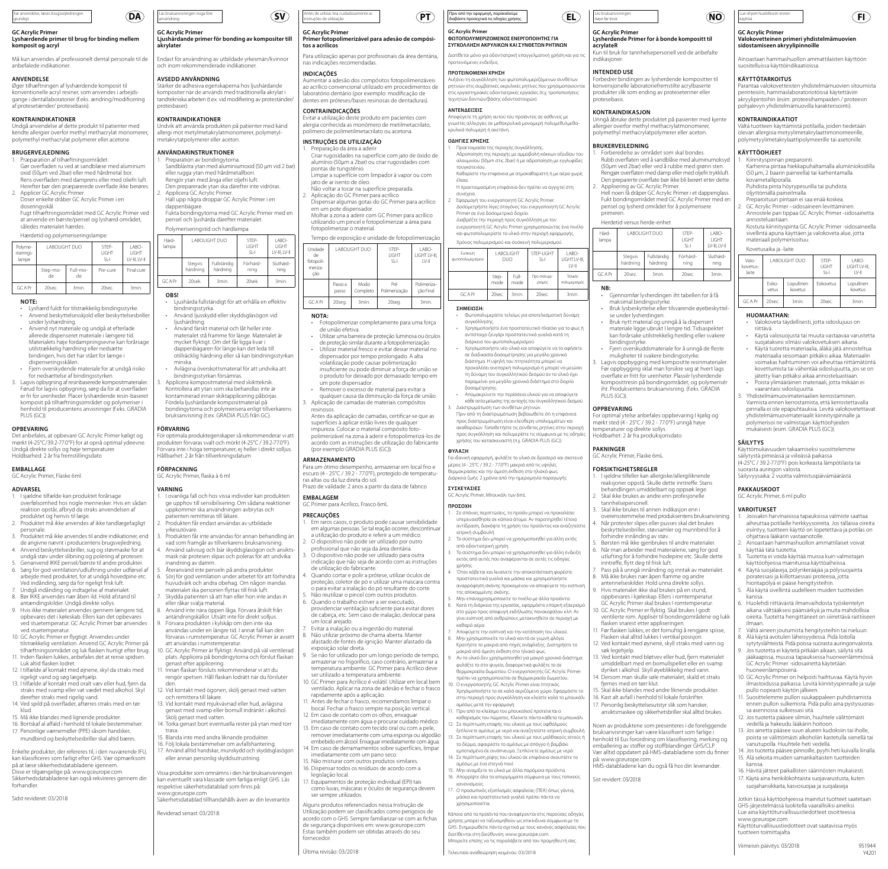Før anvendelse, læses brugsvejledningen grundigt

DA

# GC Acrylic Primer
## Lyshærdende primer til brug for binding mellem komposit og acryl

Må kun anvendes af professionelt dental personale til de anbefalede indikationer.

### ANVENDELSE
Øger tilhæftningen af lyshærdende komposit til konventionelle acryl resiner, som anvendes i arbejdsgange i dentallaboratorier (f.eks. ændring/modificering af protesetænder/ protesebasis).

### KONTRAINDIKATIONER
Undgå anvendelse af dette produkt til patienter med kendte allergier overfor methyl methacrylat monomerer, polymethyl methacrylat polymerer eller acetone.

### BRUGERVEJLEDNING
1. Præparation af tilhæftningsområdet.
Gør overfladen ru ved at sandblæse med aluminum oxid (50μm ved 2bar) eller med hårdmetal bor.
Rens overfladen med damprens eller med oliefri luft.
Herefter bør den præparerede overflade ikke berøres.
2. Applicer GC Acrylic Primer.
Doser enkelte dråber GC Acrylic Primer i en doseringsskål.
Fugt tilhæftningsområdet med GC Acrylic Primer ved at anvende en børste/pensel og lyshærd området, således materialet hærdes.

Hærdetid og polymeriseringslampe

| Polymeriserings-lampe | LABOLIGHT DUO | | STEP-LIGHT SL-I | LABO-LIGHT LV-III, LV-II |
|---|---|---|---|---|
| | Step-mode | Full-mode | Pre-cure | Final cure |
| GC A Pr | 20sec. | 3min. | 20sec. | 3min. |

**NOTE:**
- Lyshærd fuldt for tilstrækkelig bindingsstyrke.
- Anvend beskyttelsesskjold eller beskyttelsesbriller under lyshærdning.
- Anvend nyt materiale og undgå at efterlade allerede dispenseret materiale i længere tid. Materialets høje fordampningsevne kan forårsage utilstrækkelig hærdning eller nedsætte bindingen, hvis det har stået for længe i dispenseringsskålen.
- Fjern overskydende materiale for at undgå risiko for nedsættelse af bindingsstyrken.

3. Lagvis opbygning af resinbaserede kompositmaterialer. Førend for lagvis opbygning, sørg da for at overfladen er fri for urenheder. Placer lyshærdende resin-baseret komposit på tilhæftningsområdet og polymeriser i henhold til producentens anvisninger (f.eks. GRADIA PLUS (GC)).

### OPBEVARING
Det anbefales, at opbevare GC Acrylic Primer køligt og mørkt (4-25°C/39.2-77.0°F) for at opnå optimal ydeevne. Undgå direkte sollys og høje temperaturer.
Holdbarhed: 2 år fra fremstillingsdato

### EMBALLAGE
GC Acrylic Primer, Flaske 6ml.

### ADVARSEL
1. I sjældne tilfælde kan produktet forårsage overfølsomhed hos nogle mennesker. Hvis en sådan reaktion opstår, afbryd da straks anvendelsen af produktet og henvis til læge.
2. Produktet må ikke anvendes af ikke tandlægefagligt personale.
3. Produktet må ikke anvendes til andre indikationer, end de angivne nævnt i producentens brugsvejledning.
4. Anvend beskyttelsesbriller, sug og støvmaske for at undgå støv under slibning og polering af protesen.
5. Genanvend IKKE pensel/børste til andre produkter.
6. Sørg for god ventilation/udluftning under udførsel af arbejde med produktet, for at undgå hovedpine etc. Ved indånding, sørg da for rigeligt frisk luft.
7. Undgå indånding og indtagelse af materialet.
8. Bør IKKE anvendes nær åben ild. Hold afstand til antændingskilder. Undgå direkte sollys.
9. Hvis ikke materialet anvendes gennem længere tid, opbevares det i køleskab. Ellers kan det opbevares ved stuetemperatur. GC Acrylic Primer bør anvendes ved stuetemperatur.
10. GC Acrylic Primer er flygtigt. Anvendes under tilstrækkelig ventilation. Anvend GC Acrylic Primer på tilhæftningsområdet og luk flasken hurtigt efter brug.
11. Inden flasken lukkes, anbefales det at rense spidsen. Luk altid flasken lodret.
12. I tilfælde af kontakt med øjnene, skyl da straks med rigeligt vand og søg lægehjælp.
13. I tilfælde af kontakt med oralt væv eller hud, fjern da straks med svamp eller vat vædet med alkohol. Skyl derefter straks med rigelig vand.
14. Ved spild på overflader, aftørres straks med en tør klud.
15. Må ikke blandes med lignende produkter.
16. Bortskaf al affald i henhold til lokale bestemmelser.
17. Personlige værnemidler (PPE) såsom handsker, mundbind og beskyttelsesbriller skal altid bæres.

Enkelte produkter, der refereres til, i den nuværende IFU, kan klassificeres som farligt efter GHS. Vær opmærksom på at læse sikkerhedsdatabladene igennem. Disse er tilgængelige på: www.gceurope.com Sikkerhedsdatabladene kan også rekvireres gennem din forhandler.

Sidst revideret: 03/2018

---

Läs bruksanvisningen noga före användning

SV

# GC Acrylic Primer
## Ljushärdande primer för bonding av kompositer till akrylater

Endast för användning av utbildade yrkesmän/kvinnor och inom rekommenderade indikationer.

### AVSEDD ANVÄNDNING
Stärker de adhesiva egenskaperna hos ljushärdande kompositer när de används med traditionella akrylat i tandtekniska arbeten (t.ex. vid modifiering av protetänder/ protesbaser).

### KONTRAINDIKATIONER
Undvik att använda produkten på patienter med känd allergi mot metylmetakrylatmonomerer, polymetylmetakrylatpolymerer eller aceton.

### ANVÄNDARINSTRUKTIONER
1. Preparation av bondingytorna.
Sandblästra ytan med aluminiumoxid (50 μm vid 2 bar) eller rugga ytan med hårdmetallborr.
Rengör ytan med ånga eller oljefri luft.
Den preparerade ytan ska därefter inte vidröras.
2. Applicera GC Acrylic Primer.
Häll upp några droppar GC Acrylic Primer i en dappenbägare.
Fukta bondingytorna med GC Acrylic Primer med en pensel och ljushärda därefter materialet.

Polymeriseringstid och härdlampa

| Härd-lampa | LABOLIGHT DUO | | STEP-LIGHT SL-I | LABO-LIGHT LV-III, LV-II |
|---|---|---|---|---|
| | Stegvis härdning | Fullständig härdning | Förhärd-ning | Sluthärd-ning |
| GC A Pr | 20sek. | 3min. | 20sek. | 3min. |

**OBS!**
- Ljushärda fullständigt för att erhålla en effektiv bindningsstyrka.
- Använd ljusskydd eller skyddsglasögon vid ljushärdning.
- Använd färskt material och låt heller inte materialet stå framme för länge. Materialet är mycket flyktigt. Om det får ligga kvar i dappenbägaren för länge kan det leda till otillräcklig härdning eller så kan bindningsstyrkan minska.
- Avlägsna överskottsmaterial för att undvika att bindningsstyrkan försämras.

3. Applicera kompositmaterial med skiktteknik. Kontrollera att ytan som ska behandlas inte är kontaminerad innan skiktappliceringen påbörjas. Fördela ljushärdande kompositmaterial på bondingytorna och polymerisera enligt tillverkarens bruksanvisning (t.ex. GRADIA PLUS från GC).

### FÖRVARING
För optimala produktegenskaper så rekommenderar vi att produkten förvaras svalt och mörkt (4-25°C / 39.2-77.0°F). Förvara inte i höga temperaturer, ej heller i direkt solljus. Hållbarhet: 2 år från tillverkningsdatum

### FÖRPACKNING
GC Acrylic Primer, flaska à 6 ml

### VARNING
1. I ovanliga fall och hos vissa individer kan produkten ge upphov till sensibilisering. Om sådana reaktioner uppkommer ska användningen avbrytas och patienten remitteras till läkare.
2. Produkten får endast användas av utbildade yrkesutövare.
3. Produkten får inte användas för annan behandling än vad som framgår av tillverkarens bruksanvisning.
4. Använd salivsug och bär skyddsglasögon och ansiktsmask när protesen slipas och poleras för att undvika inandning av damm.
5. Återanvänd inte penseln på andra produkter.
6. Sörj för god ventilation under arbetet för att förhindra huvudvärk och andra obehag. Om någon inandas materialet ska personen flyttas till frisk luft.
7. Skydda patienten så att han eller hon inte andas in eller råkar svälja material.
8. Använd inte nära öppen låga. Förvara åtskilt från antändningskällor. Utsätt inte för direkt solljus.
9. Förvara produkten i kylskåp om den inte ska användas under en längre tid. I annat fall kan den förvaras i rumstemperatur. GC Acrylic Primer är avsett att användas i rumstemperatur.
10. GC Acrylic Primer är flyktigt. Använd på väl ventilerad plats. Applicera på bondingytorna och förslut flaskan genast efter applicering.
11. Innan flaskan försluts rekommenderar vi att du rengör spetsen. Håll flaskan lodrätt när du försluter den.
12. Vid kontakt med ögonen, skölj genast med vatten och remittera till läkare.
13. Vid kontakt med mjukvävnad eller hud, avlägsna genast med svamp eller bomull indränkt i alkohol. Skölj genast med vatten.
14. Torka genast bort eventuella rester på ytan med torr trasa.
15. Blanda inte med andra liknande produkter.
16. Följ lokala bestämmelser om avfallshantering.
17. Använd alltid handskar, munskydd och skyddsglasögon eller annan personlig skyddsutrustning.

Vissa produkter som omnämns i den här bruksanvisningen kan eventuellt vara klassade som farliga enligt GHS. Läs respektive säkerhetsdatablad som finns på: www.gceurope.com
Säkerhetsdatablad tillhandahålls även av din leverantör.

Reviderad senast: 03/2018

---

Antes de utilizar, leia cuidadosamente as instruções de utilização.

PT

# GC Acrylic Primer
## Primer fotopolimerizável para adesão de compósitos a acrílicos

Para utilização apenas por profissionais da área dentária, nas indicações recomendadas.

### INDICAÇÕES
Aumentar a adesão dos compósitos fotopolimerizáveis ao acrílico convencional utilizado em procedimentos de laboratório dentário (por exemplo: modificação de dentes em próteses/bases resinosas de dentaduras).

### CONTRAINDICAÇÕES
Evitar a utilização deste produto em pacientes com alergia conhecida a monómero de metilmetacrilato, polímero de polimetilmetacrilato ou acetona.

### INSTRUÇÕES DE UTILIZAÇÃO
1. Preparação da área a aderir
Criar rugosidades na superfície com jato de óxido de alumínio (50μm a 2bar) ou criar rugosidades com pontas de tungsténio.
Limpar a superfície com limpador a vapor ou com jato de ar isento de óleo.
Não voltar a tocar na superfície preparada.
2. Aplicação do GC Primer para acrílico
Dispensar algumas gotas do GC Primer para acrílico em um pote dispensador.
Molhar a zona a aderir com GC Primer para acrílico utilizando um pincel e fotopolimerizar a área para fotopolimerizar o material.

Tempo de exposição e unidade de fotopolimerização

| Unidade de fotopolimerização | LABOLIGHT DUO | | STEP-LIGHT SL-I | LABO-LIGHT LV-III, LV-II |
|---|---|---|---|---|
| | Passo a passo | Modo Completo | Pré Polimerização | Polimerização Final |
| GC A Pr | 20seg. | 3min. | 20seg. | 3min. |

**NOTA:**
- Fotopolimerizar completamente para uma força de união efetiva.
- Utilizar uma barreira de proteção luminosa ou óculos de proteção similar durante a fotopolimerização.
- Utilizar material fresco e evitar deixar material no dispensador por tempo prolongado. A alta volatilização pode causar polimerização insuficiente ou pode diminuir a força de união se o produto for deixado por demasiado tempo em um pote dispensador.
- Remover o excesso de material para evitar a qualquer causa da diminuição da força de união.

3. Aplicação de camadas de materiais compósitos resinosos.
Antes da aplicação de camadas, certificar-se que as superfícies a aplicar estão livres de qualquer impureza. Colocar o material compósito fotopolimerizável na zona a aderir e fotopolimerizá-los de acordo com as instruções de utilização do fabricante (por exemplo GRADIA PLUS (GC)).

### ARMAZENAMENTO
Para um ótimo desempenho, armazenar em local frio e escuro (4 - 25°C / 39.2 - 77.0°F), protegido de temperaturas altas ou da luz direta do sol.
Prazo de validade: 2 anos a partir da data de fabrico

### EMBALAGEM
GC Primer para Acrílico, Frasco 6mL

### PRECAUÇÕES
1. Em raros casos, o produto pode causar sensibilidade em algumas pessoas. Se tal reação ocorrer, descontinuar a utilização do produto e referir a um médico.
2. O dispositivo não pode ser utilizado por outro profissional que não seja da área dentária.
3. O dispositivo não pode ser utilizado para outra indicação que não seja de acordo com as instruções de utilização do fabricante.
4. Quando cortar e polir a prótese, utilizar óculos de proteção, coletor de pó e utilizar uma máscara contra o para evitar a inalação do pó resultante do corte.
5. Não reutilizar o pincel com outros produtos.
6. Quando o trabalho estiver a ser executado, providenciar ventilação suficiente para evitar dores de cabeça, etc. Sem caso de inalação, deslocar para um local arejado.
7. Evitar a inalação ou a ingestão do material.
8. Não utilizar próximo de chama aberta. Manter afastado de fontes de ignição. Manter afastado da exposição solar direta.
9. Se não for utilizado por um longo período de tempo, armazenar no frigorífico, caso contrário, armazenar a temperatura ambiente. GC Primer para Acrílico deve ser utilizado a temperatura ambiente.
10. GC Primer para Acrílico é volátil. Utilizar em local bem ventilado. Aplicar na zona de adesão e fechar o frasco rapidamente após a aplicação.
11. Antes de fechar o frasco, recomendamos limpar o bocal. Fechar o frasco sempre na posição vertical.
12. Em caso de contato com os olhos, enxaguar imediatamente com água e procurar cuidado médico.
13. Em caso de contato com tecido oral ou a pele, remover imediatamente com uma esponja ou algodão embebido em álcool. Enxaguar imediatamente com água.
14. Em caso de derramamentos sobre superfícies, limpar imediatamente com um pano seco.
15. Não misturar com outros produtos similares.
16. Dispensar todos os resíduos de acordo com a legislação local.
17. Equipamentos de proteção individual (EPI) tais como luvas, máscaras e óculos de segurança devem ser sempre utilizados.

Alguns produtos referenciados nessa Instrução de Utilização podem ser classificados como perigosos de acordo com o GHS. Sempre familiarizar-se com as fichas de segurança disponíveis em: www.gceurope.com
Estas também podem ser obtidas através do seu fornecedor.

Última revisão: 03/2018

---

Πριν από την εφαρμογή, παρακαλούμε διαβάστε προσεκτικά τις οδηγίες χρήσης.

EL

# GC Acrylic Primer
## ΦΩΤΟΠΟΛΥΜΕΡΙΖΟΜΕΝΟΣ ΕΝΕΡΓΟΠΟΙΗΤΗΣ ΓΙΑ ΣΥΓΚΟΛΛΗΣΗ ΑΚΡΥΛΙΚΩΝ ΚΑΙ ΣΥΝΘΕΤΩΝ ΡΗΤΙΝΩΝ

Διατίθεται μόνο για οδοντιατρική επαγγελματική χρήση και για τις προτεινόμενες ενδείξεις.

### ΠΡΟΤΕΙΝΟΜΕΝΗ ΧΡΗΣΗ
Αυξάνει τη συγκόλληση των φωτοπολυμεριζόμενων συνθέτων ρητινών στις συμβατικές ακρυλικές ρητίνες που χρησιμοποιούνται στις εργαστηριακές οδοντιατρικές εργασίες (π.χ. τροποποιήσεις τεχνητών δοντιών/βάσης οδοντοστοιχιών).

### ΑΝΤΕΝΔΕΙΞΕΙΣ
Αποφύγετε τη χρήση αυτού του προϊόντος σε ασθενείς με γνωστές αλλεργίες σε μεθακρυλικό μονομερή πολυμεθυλμεθακρυλικό πολυμερή ή ακετόνη.

### ΟΔΗΓΙΕΣ ΧΡΗΣΗΣ
1. Προετοιμασία της περιοχής συγκόλλησης.
Αδροποίηση της περιοχής με αμμοβολή κόκκων οξειδίου του αλουμινίου (50μm στις 2bar) ή με αδροποίηση με εγγλυφίδες τουγκστενίου.
Καθαρίστε την επιφάνεια με ατμοκαθαριστή ή με αέρα χωρίς έλαια.
Η προετοιμασμένη επιφάνεια δεν πρέπει να αγγιχτεί στη συνέχεια.
2. Εφαρμογή του ενεργοποιητή GC Acrylic Primer.
Δοσομετρήστε λίγες σταγόνες του ενεργοποιητή GC Acrylic Primer σε ένα δοσομετρικό δοχείο.
Διαβρέξτε την περιοχή προς συγκόλληση με τον ενεργοποιητή GC Acrylic Primer χρησιμοποιώντας ένα πινέλο και φωτοπολυμερίστε το υλικό στην περιοχή εφαρμογής.

Χρόνος πολυμερισμού και συσκευή πολυμερισμού

| Συσκευή φωτοπολυμερισμού | LABOLIGHT DUO | | STEP-LIGHT SL-I | LABO-LIGHT LV-III, LV-II |
|---|---|---|---|---|
| | Step-mode | Full-mode | Προ-πολυμερισμός | Τελικός πολυμερισμός |
| GC A Pr | 20sec. | 3min. | 20sec. | 3min. |

**ΣΗΜΕΙΩΣΗ:**
- Φωτοπολυμερίστε τελείως για αποτελεσματική δύναμη συγκόλλησης.
- Χρησιμοποιήστε ένα προστατευτικό πλαίσιο για το φως ή αντίστοιχο ζευγάρι προστατευτικά γυαλιά κατά τη διάρκεια του φωτοπολυμερισμού.
- Χρησιμοποιήστε νέο υλικό και αποφύγετε να το αφήσετε σε διαδικασία δοσομέτρησης για μεγάλο χρονικό διάστημα. Η υψηλή του πτητικότητα μπορεί να προκαλέσει ανεπαρκή πολυμερισμό ή μπορεί να μειώσει τη δύναμη του συγκολλητικού δεσμού αν το υλικό έχει παραμείνει για μεγάλο χρονικό διάστημα στο δοχείο δοσομέτρησης.
- Απομακρύνετε την περίσσεια υλικού για να αποφύγετε κάθε αιτία μείωσης της αντοχής του συγκολλητικού δεσμού.

3. Διαστρωμάτωση των συνθέτων ρητινών.
Πριν από τη διαστρωμάτωση βεβαιωθείτε ότι η επιφάνεια προς διαστρωμάτωση είναι ελεύθερη υπολειμμάτων και ακαθαρσιών. Τοποθετήστε τις σύνθετες ρητίνες στην περιοχή προς συγκόλληση και πολυμερίστε τις σύμφωνα με τις οδηγίες χρήσης του κατασκευαστή (π.χ. GRADIA PLUS (GC)).

### ΦΥΛΑΞΗ
Για ιδανική εφαρμογή, φυλάξτε το υλικό σε δροσερό και σκοτεινό μέρος (4 - 25°C / 39.2 - 77.0°F) μακριά από τις υψηλές θερμοκρασίες και την άμεση έκθεση στο ηλιακό φως.
Διάρκεια ζωής: 2 χρόνια από την ημερομηνία παραγωγής

### ΣΥΣΚΕΥΑΣΙΕΣ
GC Acrylic Primer, Μπουκάλι των 6mL

### ΠΡΟΣΟΧΗ
1. Σε σπάνιες περιπτώσεις, το προϊόν μπορεί να προκαλέσει υπερευαισθησία σε κάποια άτομα. Αν παρατηρηθεί τέτοια αντίδραση, διακόψτε τη χρήση του προϊόντος και αναζητήστε ιατρική συμβουλή.
2. Το σύστημα δεν μπορεί να χρησιμοποιηθεί για άλλη εκτός από οδοντιατρική χρήση.
3. Το σύστημα δεν μπορεί να χρησιμοποιηθεί για άλλη ένδειξη εκτός από αυτές που αναφέρονται σε αυτές τις οδηγίες χρήσης.
4. Όταν κόβεται και λειαίνετε την αποκατάσταση φοράτε προστατευτικά γυαλιά και μάσκα και χρησιμοποιήστε αναρρόφηση σκόνης προκειμένου να αποφύγετε την εισπνοή της αποκομμένης σκόνης.
5. Μην επαναχρησιμοποιείτε το πινέλο με άλλα προϊόντα.
6. Κατά τη διάρκεια της εργασίας, εφαρμόστε επαρκή εξαερισμό στο χώρο προς αποφυγή εκδήλωσης πονοκεφάλου κλπ. Αν γίνει εισπνοή από άνθρωπους μετακινηθείτε σε περιοχή με καθαρό αέρα.
7. Αποφύγετε την εισπνοή και την κατάποση του υλικού.
8. Μην χρησιμοποιείτε το υλικό κοντά σε γυμνή φλόγα. Κρατήστε το μακριά από πηγές ανάφλεξης. Διατηρήστε το μακριά από άμεση έκθεση στο ηλιακό φως.
9. Αν το υλικό δεν χρησιμοποιηθεί για μακρύ χρονικό διάστημα φυλάξτε το στο ψυγείο, διαφορετικά φυλάξτε το σε θερμοκρασία δωματίου. Ο ενεργοποιητής GC Acrylic Primer πρέπει να χρησιμοποιείται σε θερμοκρασία δωματίου.
10. Ο ενεργοποιητής GC Acrylic Primer είναι πτητικός. Χρησιμοποιήστε το σε καλά αεριζόμενο χώρο. Εφαρμόστε το στην περιοχή προς συγκόλληση και κλείστε καλά το μπουκάλι αμέσως μετά την εφαρμογή.
11. Πριν από το κλείσιμο του μπουκαλιού προτείνεται ο καθαρισμός του πώματος. Κλείνετε πάντα κάθετα το μπουκάλι.
12. Σε περίπτωση επαφής του υλικού με τους οφθαλμούς ξεπλύνετε αμέσως με νερό και αναζητήστε ιατρική συμβουλή.
13. Σε περίπτωση επαφής του υλικού με τους μαλακούς ιστούς ή το δέρμα, αφαιρέστε το αμέσως με σπόγγο ή βαμβάκι εμποτισμένο σε οινόπνευμα. Ξεπλύνετε αμέσως με νερό.
14. Σε περίπτωση ρίψης του υλικού σε επιφάνεια σκουπίστε το αμέσως με ένα στεγνό πανί.
15. Μην αναμίξετε το υλικό με άλλα παρόμοια προϊόντα.
16. Απορρίψτε όλα τα απορρίμματα σύμφωνα με τους τοπικούς κανονισμούς.
17. Ο προσωπικός εξοπλισμός ασφαλείας (ΠΕΑ) όπως γάντια, μάσκα και προστατευτικά γυαλιά πρέπει πάντα να χρησιμοποιείται.

Κάποια από τα προϊόντα που αναφέρονται στις παρούσες οδηγίες χρήσης μπορεί να ταξινομηθούν ως επικίνδυνα σύμφωνα με το GHS. Ενημερωθείτε πάντα σχετικά με τους κανόνες ασφαλείας που διατίθενται στη διεύθυνση: www.gceurope.com.
Μπορείτε επίσης να τις παραλάβετε από τον προμηθευτή σας.

Τελευταία αναθεώρηση κειμένου: 03/2018

---

Les bruksanvisningen nøye før bruk

NO

# GC Acrylic Primer
## Lysherdende Primer for å bonde kompositt til acrylateR

Kun til bruk for tannhelsepersonell ved de anbefalte indikasjoner.

### INTENDED USE
Forbedrer bindingen av lysherdende kompositter til konvensjonelle laboratorieframstilte acrylbaserte produkter slik som ending av protesetenner eller protesebasis.

### KONTRAINDIKASJON
Unngå åbruke dette produktet på pasienter med kjente allergier overfor methyl methacrylatmonomerer, polymethyl methacrylatpolymerer eller aceton.

### BRUKERVEILEDNING
1. Forberedelse av området som skal bondes.
Rubb overflaten ved å sandblåse med aluminumoksyd (50μm ved 2bar) eller ved å rubbe med grønn sten.
Rengjør overflaten med damp eller med oljefri trykkluft.
Den preparerte overflate bør ikke bli berørt etter dette.
2. Applisering av GC Acrylic Primer.
Hell noen få dråper GC Acrylic Primer i et dappenglass.
Fukt bondingområdet med GC Acrylic Primer med en pensel og lysherd området for å polymerisere primeren.

Herdetid versus herde-enhet

| Hård-lampa | LABOLIGHT DUO | | STEP-LIGHT SL-I | LABO-LIGHT LV-III, LV-II |
|---|---|---|---|---|
| | Stegvis härdning | Fullständig härdning | Förhärd-ning | Sluthärd-ning |
| GC A Pr | 20sec. | 3min. | 20sec. | 3min. |

**NB:**
- Gjennomfør lysherdingen iht tabellen for å få maksimal bindingsstyrke.
- Bruk lysbeskyttelse eller tilsvarende øyebeskyttelse under lysherdingen.
- Bruk nytt materiell og unngå å la dispensert materiale ligge ubrukt I lengre tid. Tidsaspektet kan forårsake utilstrekkelig herding eller svakere bindingsstyrke.
- Fjern overskuddsmateriale for å unngå de fleste muligheter til svakere bindingsstyrke.

3. Lagvis oppbygging med kompositte resinmaterialer. Før oppbygging skal man forsikre seg at hvert lags overflate er fritt for urenheter. Plassér lysherdende komposittresin på bondingområdet, og polymerisér iht. Produktets bruksanvisning. (f.eks. GRADIA PLUS (GC)).

### OPPBEVARING
For optimal ytelse anbefales oppbevaring I kjølig og mørkt sted (4 - 25°C / 39.2 - 77.0°F) unngå høye temperaturer og direkte sollys.
Holdbarhet: 2 år fra produksjonsdato

### PAKNINGER
GC Acrylic Primer, Flaske 6mL

### FORSIKTIGHETSREGLER
1. I sjeldne tilfeller kan allergiske/allergiliknende reaksjoner oppstå. Skulle dette inntreffe: Stans behandlingen umiddelbart og oppsøk lege.
2. Skal ikke brukes av andre enn profesjonelle tannhelsepersonell.
3. Skal ikke brukes til annen indikasjon enn i overensstemmelse med produsentens bruksanvisning.
4. Når protester slipes eller pusses skal det brukes beskyttelsesbriller, støvsamler og munnbind for å forhindre innånding av støv.
5. Børsten må ikke gjenbrukes til andre materialer.
6. Når man arbeider med materialene, sørg for god utlufting for å forhindre hodepine etc. Skulle dette inntreffe, flytt deg til frisk luft.
7. Pass på å unngå innånding og inntak av materialet.
8. Må ikke brukes nær åpen flamme og andre antennelseskilder. Hold unna direkte sollys.
9. Hvis materialet ikke skal brukes på en stund, oppbevares i kjøleskap. Ellers i romtemperatur. GC Acrylic Primer skal brukes I romtemperatur.
10. GC Acrylic Primer er flyktig. Skal brukes I godt ventilerte rom. Applisér til bondingområdene og lukk flasken snarest etter appliseringen.
11. Før flasken lukkes, er det fornuftig å rengjøre spisse, Flasken skal alltid lukkes I vertikal posisjon.
12. Ved kontakt med øynene, skyll straks med vann og søk legehjelp.
13. Ved kontakt med bløtvev eller hud, fjern materialet umiddelbart med en bomullspellet eller en svamp dynket i alkohol. Skyll øyeblikkelig med vann.
14. Dersom man skulle søle materialet, skal et straks fjernes med en tørr klut.
15. Skal ikke blandes med andre liknende produkter.
16. Kast alt avfall i henhold til lokale forskrifter.
17. Personlig beskyttelsesutstyr slik som hansker, ansiktsmaskee og sikkerhetsbriller skal alltid brukes.

Noen av produktene som presenteres i de foreliggende bruksanvisninger kan være klassifisert som farlige i henhold til Eus forordning om klassifisering, merking og emballering av stoffer og stoffblandinger GHS/CLP. Vær alltid oppdatert på HMS-databladene som du finner på: www.gceurope.com
HMS-databladene kan du også få hos din leverandør.

Sist revidert: 03/2018

---

Lue ohjeet huolellisesti ennen käyttöä

FI

# GC Acrylic Primer
## Valokovetteinen primeri yhdistelmämuovien sidostamiseen akryylipinnoille

Ainoastaan hammashuollon ammattilaisten käyttöön suositelluissa käyttöindikaatioissa.

### KÄYTTÖTARKOITUS
Parantaa valokovetteisten yhdistelmämuovien sitoumista perinteisiin, hammaslaboratoriotöissä käytettäviin akryylipintoihin (esim. proteesihampaiden / proteesin pohjalevyn yhdistelmämuovilla karakterisointi).

### KONTRAINDIKAATIOT
Vältä tuotteen käyttämistä potilailla, joiden tiedetään olevan allergisia metyylimetakryylaattimonomeerille, polymetyylimetakrylaattipolymeerille tai asetonille.

### KÄYTTÖOHJEET
1. Kiinnityspinnan preparointi.
Karhenna pintaa hiekkapuhaltamalla alumiinioksidilla (50 μm, 2 baarin paineella) tai karhentamalla kovametallipora lla.
Puhdista pinta höyrypesurilla tai puhdista öljyttömällä paineilmalla.
Preparoituun pintaan ei saa enää koskea.
2. GC Acrylic Primer –sidosaineen levittäminen.
Annostele pari tippaa GC Acrylic Primer -sidosainetta annosteluastiaan.
Kostuta kiinnityspinta GC Acrylic Primer -sidosaineella sivellintä apuna käyttäen ja valokoveta alue, jotta materiaali polymerisoituu.

Kovetusaika ja -laite

| Valo-kovetus-laite | LABOLIGHT DUO | | STEP-LIGHT SL-I | LABO-LIGHT LV-III, LV-II |
|---|---|---|---|---|
| | Esiko-vetus | Lopullinen kovetus | Esikovetus | Lopullinen kovetus |
| GC A Pr | 20sec. | 3min. | 20sec. | 3min. |

**HUOMAATHAN:**
- Valokoveta täydellisesti, jotta sidoslujuus on riittävä.
- Käytä valosuojusta tai muuta vastaavaa varustetta suojalaksesi silmäsi valokovetuksen aikana.
- Käytä tuoretta materiaalia, äläkä jätä annosteltua materiaalia seisomaan pitkäksi aikaa. Materiaalin voimakas haihtuminen voi aiheuttaa riittämätöntä kovettumista tai vähentää sidoslujuutta, jos se on jätetty liian pitkäksi aikaa annosteluastiaan.
- Poista ylimääräinen materiaali, jotta mikään ei vaaranna sidoslujuutta.

3. Yhdistelmämuovimateriaalien kerrostaminen. Varmista ennen kerrostamista, että kerrostettavalla pinnalla ei ole epäpuhtauksia. Levitä valokovetettavat yhdistelmämuovimateriaalit kiinnityspinnalle ja polymerisoi ne valmistajan käyttöohjeiden mukaisesti (esim. GRADIA PLUS (GC)).

### SÄILYTYS
Käyttömukavuuden takaamiseksi suosittelemme säilytystä pimeässä ja viileässä paikassa (4-25°C / 39.2-77.0°F) pois korkeasta lämpötilasta tai suorasta auringon valosta.
Säilyvyysaika: 2 vuotta valmistuspäivämäärästä

### PAKKAUSKOOT
GC Acrylic Primer, 6 ml pullo

### VAROITUKSET
1. Joissakin harvinaisissa tapauksissa valmiste saattaa aiheuttaa potilaille herkkyysoireita. Jos tällaisia oireita esiintyy, tuotteen käyttö on lopetettava ja potilas on ohjattava lääkärin vastaanotolle.
2. Ainoastaan hammashuollon ammattilaiset voivat käyttää tätä tuotetta.
3. Tuotetta ei voida käyttää muissa kuin valmistajan käyttöohjeissa mainituissa käyttöaiheissa.
4. Käytä suojalaseja, pölynkerääjää ja pölysuojainta poratessasi ja kiillottaessasi proteesia, jotta hiontapölyä ei pääse hengitysteihin.
5. Älä käytä sivellintä uudelleen muiden tuotteiden kanssa.
6. Huolehdi riittävästä ilmanvaihdosta työskentelyn aikana välttääksesi päänsärkyä ja muita mahdollisia oireita. Tuotetta hengittäneet on siirrettävä raittiiseen ilmaan.
7. Vältä aineen joutumista hengitysteihin tai nieluun.
8. Älä käytä avotulen läheisyydessä. Pidä loitolla syttymislähteistä. Pidä poissa suorasta auringonvalosta.
9. Jos tuotetta ei käytetä pitkään aikaan, säilytä sitä jääkaapissa, muussa tapauksessa huoneenlämmössä. GC Acrylic Primer -sidosainetta käytetään huoneenlämpöisenä.
10. GC Acrylic Primer on helposti haihtuvaa. Käytä hyvin ilmastoidussa paikassa. Levitä kiinnityspinnalle ja sulje pullo nopeasti käytön jälkeen.
11. Suosittelemme pullon suukappaleen puhdistamista ennen pullon sulkemista. Pidä pullo aina pystysuorassa asennossa sulkiessasi sitä.
12. Jos tuotetta pääsee silmiin, huuhtele välittömästi vedellä ja hakeudu lääkärin hoitoon.
13. Jos ainetta pääsee suun alueen kudoksiin tai iholle, poista se välittömästi alkoholiin kastetulla sienellä tai vanutupolla. Huuhtele heti vedellä.
14. Jos tuotetta pääsee pinnoille, pyyhi heti kuivalla liinalla.
15. Älä sekoita muiden samankaltaisten tuotteiden kanssa.
16. Hävitä jätteet paikallisten säännösten mukaisesti.
17. Käytä aina henkilökohtaista suojavarustusta, kuten suojahansikkaita, kasvosuojaa ja suojalaseja

Jotkin tässä käyttöohjeessa mainitut tuotteet saatetaan GHS-järjestelmässä luokitella vaarallisiksi aineiksi. Lue aina käyttöturvallisuustiedotteet osoitteessa www.gceurope.com
Käyttöturvallisuustiedotteet ovat saatavissa myös tuotteen toimittajalta.

Viimeisin päivitys: 03/2018

951944
Y4201